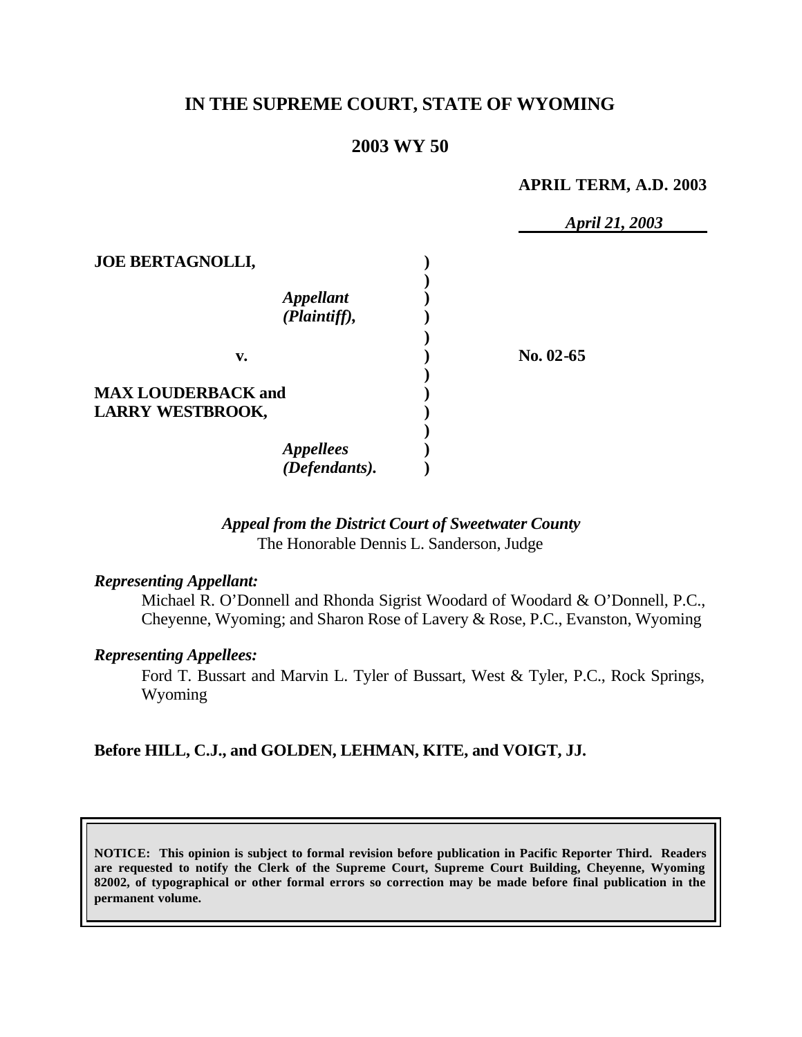# IN THE SUPREME COURT, STATE OF WYOMING

## 2003 WY 50

**APRIL TERM, A.D. 2003**

*April 21, 2003*

**JOE BERTAGNOLLI,**

*Appellant (Plaintiff),*

**v.**

**MAX LOUDERBACK and LARRY WESTBROOK,**

*Appellees (Defendants).*

**No. 02-65**

*Appeal from the District Court of Sweetwater County*
The Honorable Dennis L. Sanderson, Judge

*Representing Appellant:*

Michael R. O'Donnell and Rhonda Sigrist Woodard of Woodard & O'Donnell, P.C., Cheyenne, Wyoming; and Sharon Rose of Lavery & Rose, P.C., Evanston, Wyoming

*Representing Appellees:*

Ford T. Bussart and Marvin L. Tyler of Bussart, West & Tyler, P.C., Rock Springs, Wyoming

**Before HILL, C.J., and GOLDEN, LEHMAN, KITE, and VOIGT, JJ.**

**NOTICE: This opinion is subject to formal revision before publication in Pacific Reporter Third. Readers are requested to notify the Clerk of the Supreme Court, Supreme Court Building, Cheyenne, Wyoming 82002, of typographical or other formal errors so correction may be made before final publication in the permanent volume.**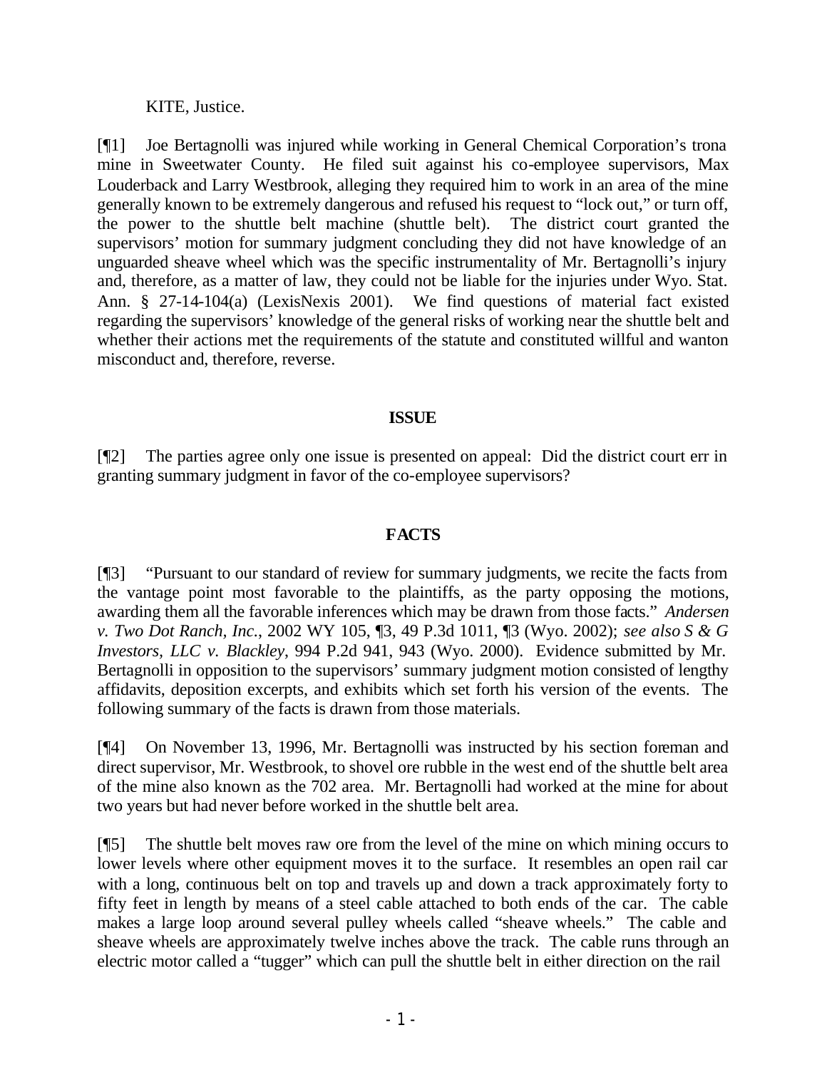KITE, Justice.

[¶1] Joe Bertagnolli was injured while working in General Chemical Corporation's trona mine in Sweetwater County. He filed suit against his co-employee supervisors, Max Louderback and Larry Westbrook, alleging they required him to work in an area of the mine generally known to be extremely dangerous and refused his request to "lock out," or turn off, the power to the shuttle belt machine (shuttle belt). The district court granted the supervisors' motion for summary judgment concluding they did not have knowledge of an unguarded sheave wheel which was the specific instrumentality of Mr. Bertagnolli's injury and, therefore, as a matter of law, they could not be liable for the injuries under Wyo. Stat. Ann. § 27-14-104(a) (LexisNexis 2001). We find questions of material fact existed regarding the supervisors' knowledge of the general risks of working near the shuttle belt and whether their actions met the requirements of the statute and constituted willful and wanton misconduct and, therefore, reverse.

## ISSUE

[¶2] The parties agree only one issue is presented on appeal: Did the district court err in granting summary judgment in favor of the co-employee supervisors?

## FACTS

[¶3] "Pursuant to our standard of review for summary judgments, we recite the facts from the vantage point most favorable to the plaintiffs, as the party opposing the motions, awarding them all the favorable inferences which may be drawn from those facts." *Andersen v. Two Dot Ranch, Inc.*, 2002 WY 105, ¶3, 49 P.3d 1011, ¶3 (Wyo. 2002); *see also S & G Investors, LLC v. Blackley*, 994 P.2d 941, 943 (Wyo. 2000). Evidence submitted by Mr. Bertagnolli in opposition to the supervisors' summary judgment motion consisted of lengthy affidavits, deposition excerpts, and exhibits which set forth his version of the events. The following summary of the facts is drawn from those materials.

[¶4] On November 13, 1996, Mr. Bertagnolli was instructed by his section foreman and direct supervisor, Mr. Westbrook, to shovel ore rubble in the west end of the shuttle belt area of the mine also known as the 702 area. Mr. Bertagnolli had worked at the mine for about two years but had never before worked in the shuttle belt area.

[¶5] The shuttle belt moves raw ore from the level of the mine on which mining occurs to lower levels where other equipment moves it to the surface. It resembles an open rail car with a long, continuous belt on top and travels up and down a track approximately forty to fifty feet in length by means of a steel cable attached to both ends of the car. The cable makes a large loop around several pulley wheels called "sheave wheels." The cable and sheave wheels are approximately twelve inches above the track. The cable runs through an electric motor called a "tugger" which can pull the shuttle belt in either direction on the rail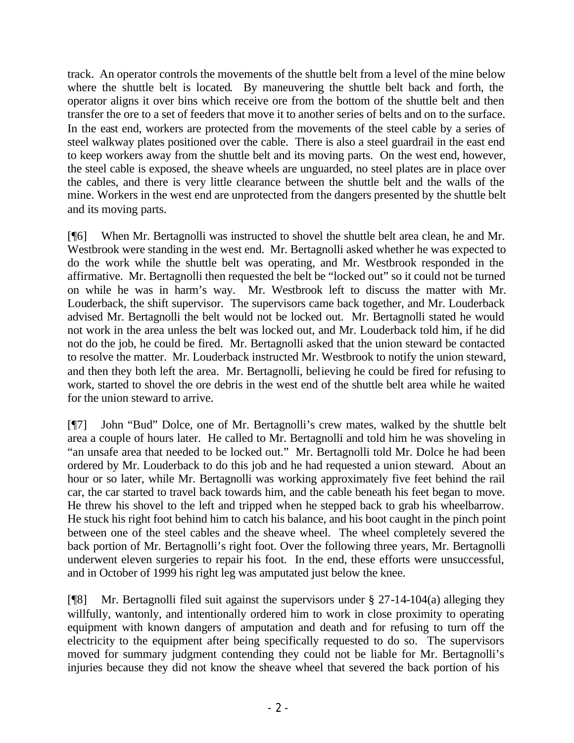track. An operator controls the movements of the shuttle belt from a level of the mine below where the shuttle belt is located. By maneuvering the shuttle belt back and forth, the operator aligns it over bins which receive ore from the bottom of the shuttle belt and then transfer the ore to a set of feeders that move it to another series of belts and on to the surface. In the east end, workers are protected from the movements of the steel cable by a series of steel walkway plates positioned over the cable. There is also a steel guardrail in the east end to keep workers away from the shuttle belt and its moving parts. On the west end, however, the steel cable is exposed, the sheave wheels are unguarded, no steel plates are in place over the cables, and there is very little clearance between the shuttle belt and the walls of the mine. Workers in the west end are unprotected from the dangers presented by the shuttle belt and its moving parts.

[¶6] When Mr. Bertagnolli was instructed to shovel the shuttle belt area clean, he and Mr. Westbrook were standing in the west end. Mr. Bertagnolli asked whether he was expected to do the work while the shuttle belt was operating, and Mr. Westbrook responded in the affirmative. Mr. Bertagnolli then requested the belt be "locked out" so it could not be turned on while he was in harm's way. Mr. Westbrook left to discuss the matter with Mr. Louderback, the shift supervisor. The supervisors came back together, and Mr. Louderback advised Mr. Bertagnolli the belt would not be locked out. Mr. Bertagnolli stated he would not work in the area unless the belt was locked out, and Mr. Louderback told him, if he did not do the job, he could be fired. Mr. Bertagnolli asked that the union steward be contacted to resolve the matter. Mr. Louderback instructed Mr. Westbrook to notify the union steward, and then they both left the area. Mr. Bertagnolli, believing he could be fired for refusing to work, started to shovel the ore debris in the west end of the shuttle belt area while he waited for the union steward to arrive.

[¶7] John "Bud" Dolce, one of Mr. Bertagnolli's crew mates, walked by the shuttle belt area a couple of hours later. He called to Mr. Bertagnolli and told him he was shoveling in "an unsafe area that needed to be locked out." Mr. Bertagnolli told Mr. Dolce he had been ordered by Mr. Louderback to do this job and he had requested a union steward. About an hour or so later, while Mr. Bertagnolli was working approximately five feet behind the rail car, the car started to travel back towards him, and the cable beneath his feet began to move. He threw his shovel to the left and tripped when he stepped back to grab his wheelbarrow. He stuck his right foot behind him to catch his balance, and his boot caught in the pinch point between one of the steel cables and the sheave wheel. The wheel completely severed the back portion of Mr. Bertagnolli's right foot. Over the following three years, Mr. Bertagnolli underwent eleven surgeries to repair his foot. In the end, these efforts were unsuccessful, and in October of 1999 his right leg was amputated just below the knee.

[¶8] Mr. Bertagnolli filed suit against the supervisors under § 27-14-104(a) alleging they willfully, wantonly, and intentionally ordered him to work in close proximity to operating equipment with known dangers of amputation and death and for refusing to turn off the electricity to the equipment after being specifically requested to do so. The supervisors moved for summary judgment contending they could not be liable for Mr. Bertagnolli's injuries because they did not know the sheave wheel that severed the back portion of his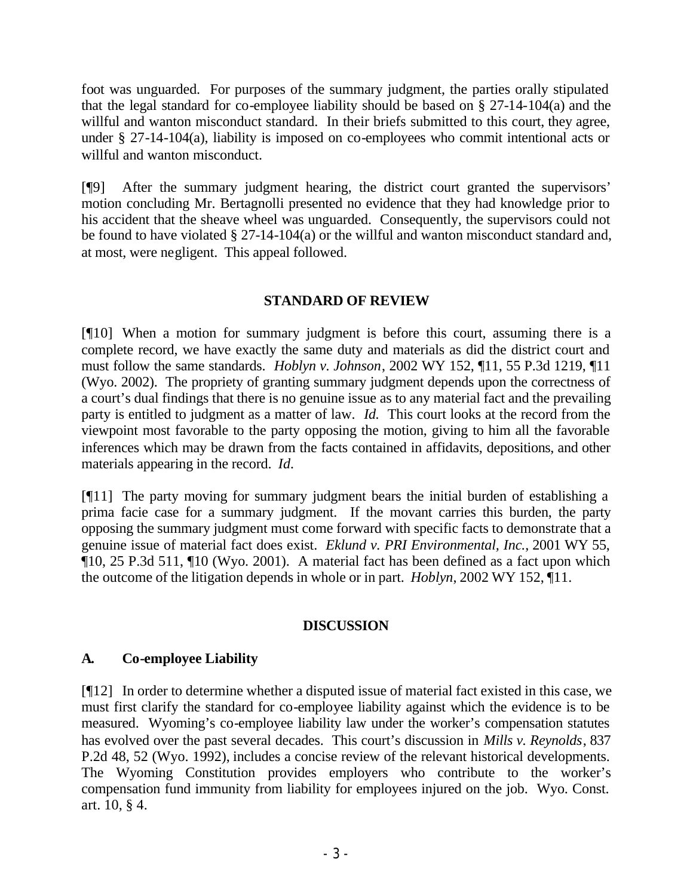foot was unguarded. For purposes of the summary judgment, the parties orally stipulated that the legal standard for co-employee liability should be based on § 27-14-104(a) and the willful and wanton misconduct standard. In their briefs submitted to this court, they agree, under § 27-14-104(a), liability is imposed on co-employees who commit intentional acts or willful and wanton misconduct.

[¶9] After the summary judgment hearing, the district court granted the supervisors' motion concluding Mr. Bertagnolli presented no evidence that they had knowledge prior to his accident that the sheave wheel was unguarded. Consequently, the supervisors could not be found to have violated § 27-14-104(a) or the willful and wanton misconduct standard and, at most, were negligent. This appeal followed.

## STANDARD OF REVIEW

[¶10] When a motion for summary judgment is before this court, assuming there is a complete record, we have exactly the same duty and materials as did the district court and must follow the same standards. *Hoblyn v. Johnson*, 2002 WY 152, ¶11, 55 P.3d 1219, ¶11 (Wyo. 2002). The propriety of granting summary judgment depends upon the correctness of a court's dual findings that there is no genuine issue as to any material fact and the prevailing party is entitled to judgment as a matter of law. *Id.* This court looks at the record from the viewpoint most favorable to the party opposing the motion, giving to him all the favorable inferences which may be drawn from the facts contained in affidavits, depositions, and other materials appearing in the record. *Id*.

[¶11] The party moving for summary judgment bears the initial burden of establishing a prima facie case for a summary judgment. If the movant carries this burden, the party opposing the summary judgment must come forward with specific facts to demonstrate that a genuine issue of material fact does exist. *Eklund v. PRI Environmental, Inc.*, 2001 WY 55, ¶10, 25 P.3d 511, ¶10 (Wyo. 2001). A material fact has been defined as a fact upon which the outcome of the litigation depends in whole or in part. *Hoblyn*, 2002 WY 152, ¶11.

## DISCUSSION

### A. Co-employee Liability

[¶12] In order to determine whether a disputed issue of material fact existed in this case, we must first clarify the standard for co-employee liability against which the evidence is to be measured. Wyoming's co-employee liability law under the worker's compensation statutes has evolved over the past several decades. This court's discussion in *Mills v. Reynolds*, 837 P.2d 48, 52 (Wyo. 1992), includes a concise review of the relevant historical developments. The Wyoming Constitution provides employers who contribute to the worker's compensation fund immunity from liability for employees injured on the job. Wyo. Const. art. 10, § 4.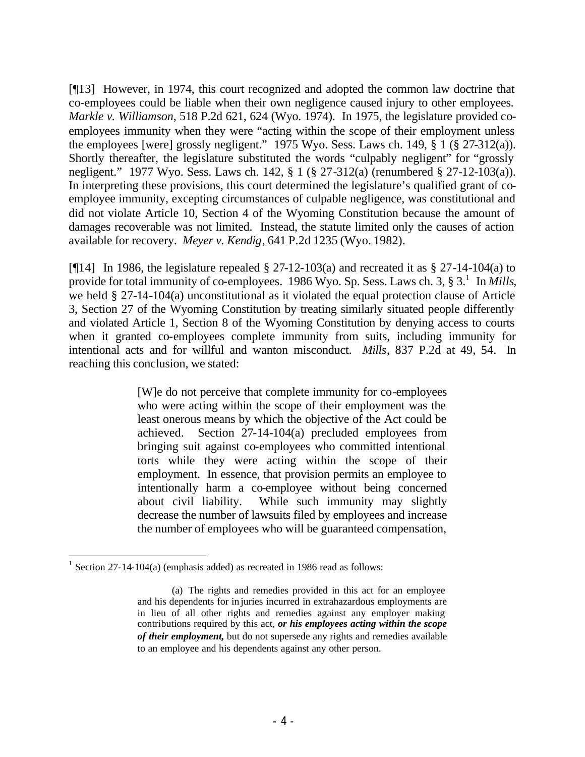[¶13] However, in 1974, this court recognized and adopted the common law doctrine that co-employees could be liable when their own negligence caused injury to other employees. *Markle v. Williamson*, 518 P.2d 621, 624 (Wyo. 1974). In 1975, the legislature provided co-employees immunity when they were "acting within the scope of their employment unless the employees [were] grossly negligent." 1975 Wyo. Sess. Laws ch. 149, § 1 (§ 27-312(a)). Shortly thereafter, the legislature substituted the words "culpably negligent" for "grossly negligent." 1977 Wyo. Sess. Laws ch. 142, § 1 (§ 27-312(a) (renumbered § 27-12-103(a)). In interpreting these provisions, this court determined the legislature's qualified grant of co-employee immunity, excepting circumstances of culpable negligence, was constitutional and did not violate Article 10, Section 4 of the Wyoming Constitution because the amount of damages recoverable was not limited. Instead, the statute limited only the causes of action available for recovery. *Meyer v. Kendig*, 641 P.2d 1235 (Wyo. 1982).

[¶14] In 1986, the legislature repealed § 27-12-103(a) and recreated it as § 27-14-104(a) to provide for total immunity of co-employees. 1986 Wyo. Sp. Sess. Laws ch. 3, § 3.[1] In *Mills*, we held § 27-14-104(a) unconstitutional as it violated the equal protection clause of Article 3, Section 27 of the Wyoming Constitution by treating similarly situated people differently and violated Article 1, Section 8 of the Wyoming Constitution by denying access to courts when it granted co-employees complete immunity from suits, including immunity for intentional acts and for willful and wanton misconduct. *Mills*, 837 P.2d at 49, 54. In reaching this conclusion, we stated:

> [W]e do not perceive that complete immunity for co-employees who were acting within the scope of their employment was the least onerous means by which the objective of the Act could be achieved. Section 27-14-104(a) precluded employees from bringing suit against co-employees who committed intentional torts while they were acting within the scope of their employment. In essence, that provision permits an employee to intentionally harm a co-employee without being concerned about civil liability. While such immunity may slightly decrease the number of lawsuits filed by employees and increase the number of employees who will be guaranteed compensation,

---

[1] Section 27-14-104(a) (emphasis added) as recreated in 1986 read as follows:

> (a) The rights and remedies provided in this act for an employee and his dependents for injuries incurred in extrahazardous employments are in lieu of all other rights and remedies against any employer making contributions required by this act, ***or his employees acting within the scope of their employment,*** but do not supersede any rights and remedies available to an employee and his dependents against any other person.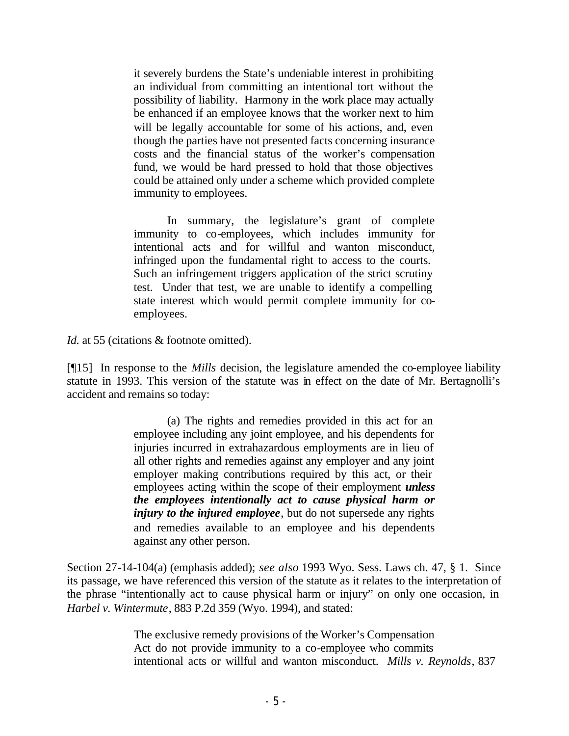> it severely burdens the State's undeniable interest in prohibiting an individual from committing an intentional tort without the possibility of liability. Harmony in the work place may actually be enhanced if an employee knows that the worker next to him will be legally accountable for some of his actions, and, even though the parties have not presented facts concerning insurance costs and the financial status of the worker's compensation fund, we would be hard pressed to hold that those objectives could be attained only under a scheme which provided complete immunity to employees.
>
> In summary, the legislature's grant of complete immunity to co-employees, which includes immunity for intentional acts and for willful and wanton misconduct, infringed upon the fundamental right to access to the courts. Such an infringement triggers application of the strict scrutiny test. Under that test, we are unable to identify a compelling state interest which would permit complete immunity for co-employees.

*Id.* at 55 (citations & footnote omitted).

[¶15] In response to the *Mills* decision, the legislature amended the co-employee liability statute in 1993. This version of the statute was in effect on the date of Mr. Bertagnolli's accident and remains so today:

> (a) The rights and remedies provided in this act for an employee including any joint employee, and his dependents for injuries incurred in extrahazardous employments are in lieu of all other rights and remedies against any employer and any joint employer making contributions required by this act, or their employees acting within the scope of their employment ***unless the employees intentionally act to cause physical harm or injury to the injured employee***, but do not supersede any rights and remedies available to an employee and his dependents against any other person.

Section 27-14-104(a) (emphasis added); *see also* 1993 Wyo. Sess. Laws ch. 47, § 1. Since its passage, we have referenced this version of the statute as it relates to the interpretation of the phrase "intentionally act to cause physical harm or injury" on only one occasion, in *Harbel v. Wintermute*, 883 P.2d 359 (Wyo. 1994), and stated:

> The exclusive remedy provisions of the Worker's Compensation Act do not provide immunity to a co-employee who commits intentional acts or willful and wanton misconduct. *Mills v. Reynolds*, 837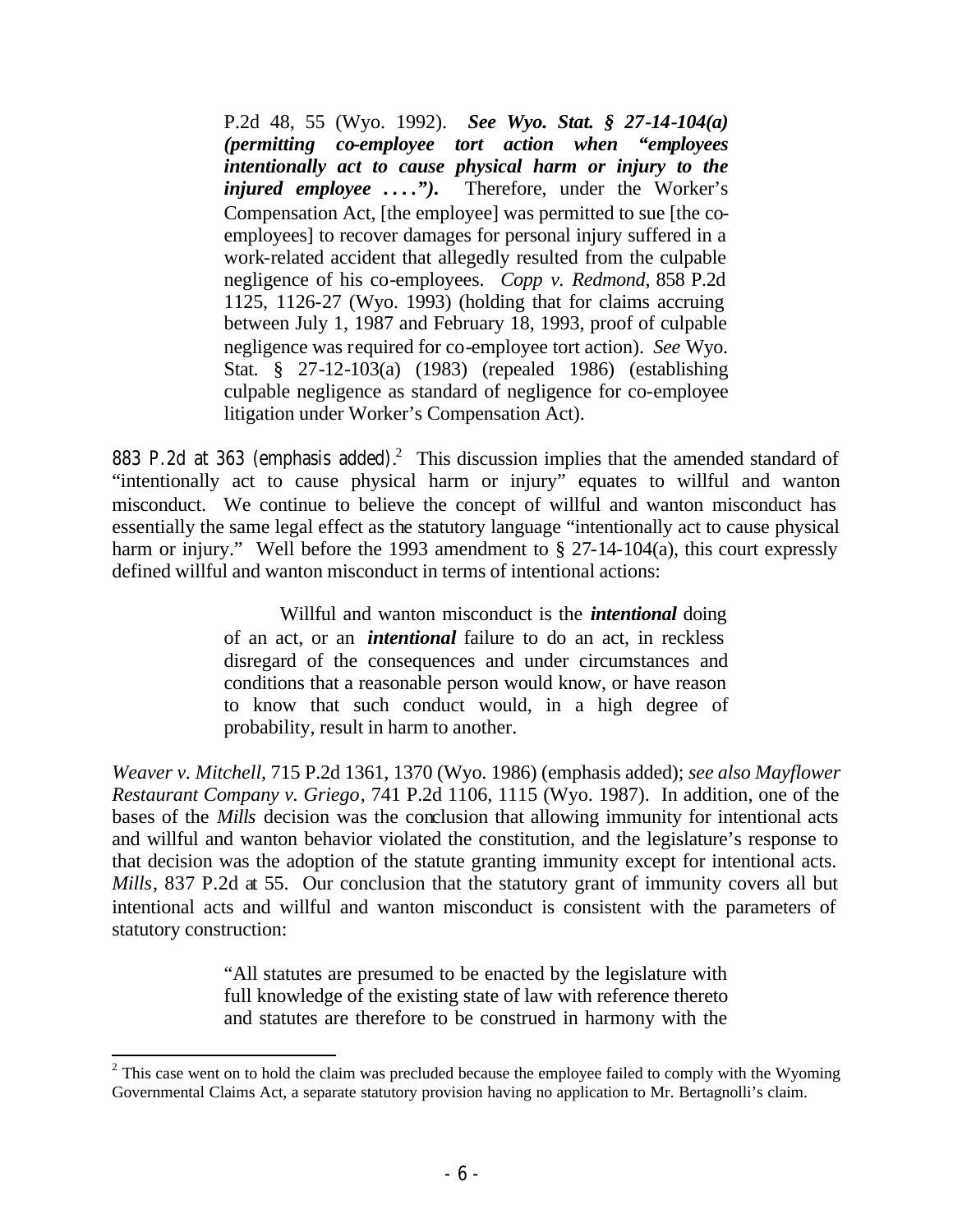> P.2d 48, 55 (Wyo. 1992). ***See Wyo. Stat. § 27-14-104(a) (permitting co-employee tort action when "employees intentionally act to cause physical harm or injury to the injured employee . . . .")***. Therefore, under the Worker's Compensation Act, [the employee] was permitted to sue [the co-employees] to recover damages for personal injury suffered in a work-related accident that allegedly resulted from the culpable negligence of his co-employees. *Copp v. Redmond*, 858 P.2d 1125, 1126-27 (Wyo. 1993) (holding that for claims accruing between July 1, 1987 and February 18, 1993, proof of culpable negligence was required for co-employee tort action). *See* Wyo. Stat. § 27-12-103(a) (1983) (repealed 1986) (establishing culpable negligence as standard of negligence for co-employee litigation under Worker's Compensation Act).

883 P.2d at 363 (emphasis added).[2] This discussion implies that the amended standard of "intentionally act to cause physical harm or injury" equates to willful and wanton misconduct. We continue to believe the concept of willful and wanton misconduct has essentially the same legal effect as the statutory language "intentionally act to cause physical harm or injury." Well before the 1993 amendment to § 27-14-104(a), this court expressly defined willful and wanton misconduct in terms of intentional actions:

> Willful and wanton misconduct is the ***intentional*** doing of an act, or an ***intentional*** failure to do an act, in reckless disregard of the consequences and under circumstances and conditions that a reasonable person would know, or have reason to know that such conduct would, in a high degree of probability, result in harm to another.

*Weaver v. Mitchell*, 715 P.2d 1361, 1370 (Wyo. 1986) (emphasis added); *see also Mayflower Restaurant Company v. Griego*, 741 P.2d 1106, 1115 (Wyo. 1987). In addition, one of the bases of the *Mills* decision was the conclusion that allowing immunity for intentional acts and willful and wanton behavior violated the constitution, and the legislature's response to that decision was the adoption of the statute granting immunity except for intentional acts. *Mills*, 837 P.2d at 55. Our conclusion that the statutory grant of immunity covers all but intentional acts and willful and wanton misconduct is consistent with the parameters of statutory construction:

> "All statutes are presumed to be enacted by the legislature with full knowledge of the existing state of law with reference thereto and statutes are therefore to be construed in harmony with the

---

[2] This case went on to hold the claim was precluded because the employee failed to comply with the Wyoming Governmental Claims Act, a separate statutory provision having no application to Mr. Bertagnolli's claim.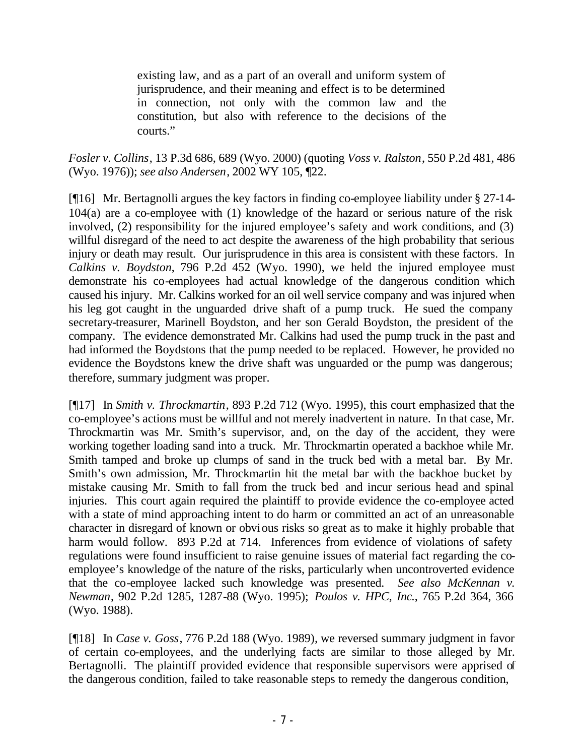> existing law, and as a part of an overall and uniform system of jurisprudence, and their meaning and effect is to be determined in connection, not only with the common law and the constitution, but also with reference to the decisions of the courts."

*Fosler v. Collins*, 13 P.3d 686, 689 (Wyo. 2000) (quoting *Voss v. Ralston*, 550 P.2d 481, 486 (Wyo. 1976)); *see also Andersen*, 2002 WY 105, ¶22.

[¶16] Mr. Bertagnolli argues the key factors in finding co-employee liability under § 27-14-104(a) are a co-employee with (1) knowledge of the hazard or serious nature of the risk involved, (2) responsibility for the injured employee's safety and work conditions, and (3) willful disregard of the need to act despite the awareness of the high probability that serious injury or death may result. Our jurisprudence in this area is consistent with these factors. In *Calkins v. Boydston*, 796 P.2d 452 (Wyo. 1990), we held the injured employee must demonstrate his co-employees had actual knowledge of the dangerous condition which caused his injury. Mr. Calkins worked for an oil well service company and was injured when his leg got caught in the unguarded drive shaft of a pump truck. He sued the company secretary-treasurer, Marinell Boydston, and her son Gerald Boydston, the president of the company. The evidence demonstrated Mr. Calkins had used the pump truck in the past and had informed the Boydstons that the pump needed to be replaced. However, he provided no evidence the Boydstons knew the drive shaft was unguarded or the pump was dangerous; therefore, summary judgment was proper.

[¶17] In *Smith v. Throckmartin*, 893 P.2d 712 (Wyo. 1995), this court emphasized that the co-employee's actions must be willful and not merely inadvertent in nature. In that case, Mr. Throckmartin was Mr. Smith's supervisor, and, on the day of the accident, they were working together loading sand into a truck. Mr. Throckmartin operated a backhoe while Mr. Smith tamped and broke up clumps of sand in the truck bed with a metal bar. By Mr. Smith's own admission, Mr. Throckmartin hit the metal bar with the backhoe bucket by mistake causing Mr. Smith to fall from the truck bed and incur serious head and spinal injuries. This court again required the plaintiff to provide evidence the co-employee acted with a state of mind approaching intent to do harm or committed an act of an unreasonable character in disregard of known or obvious risks so great as to make it highly probable that harm would follow. 893 P.2d at 714. Inferences from evidence of violations of safety regulations were found insufficient to raise genuine issues of material fact regarding the co-employee's knowledge of the nature of the risks, particularly when uncontroverted evidence that the co-employee lacked such knowledge was presented. *See also McKennan v. Newman*, 902 P.2d 1285, 1287-88 (Wyo. 1995); *Poulos v. HPC, Inc.*, 765 P.2d 364, 366 (Wyo. 1988).

[¶18] In *Case v. Goss*, 776 P.2d 188 (Wyo. 1989), we reversed summary judgment in favor of certain co-employees, and the underlying facts are similar to those alleged by Mr. Bertagnolli. The plaintiff provided evidence that responsible supervisors were apprised of the dangerous condition, failed to take reasonable steps to remedy the dangerous condition,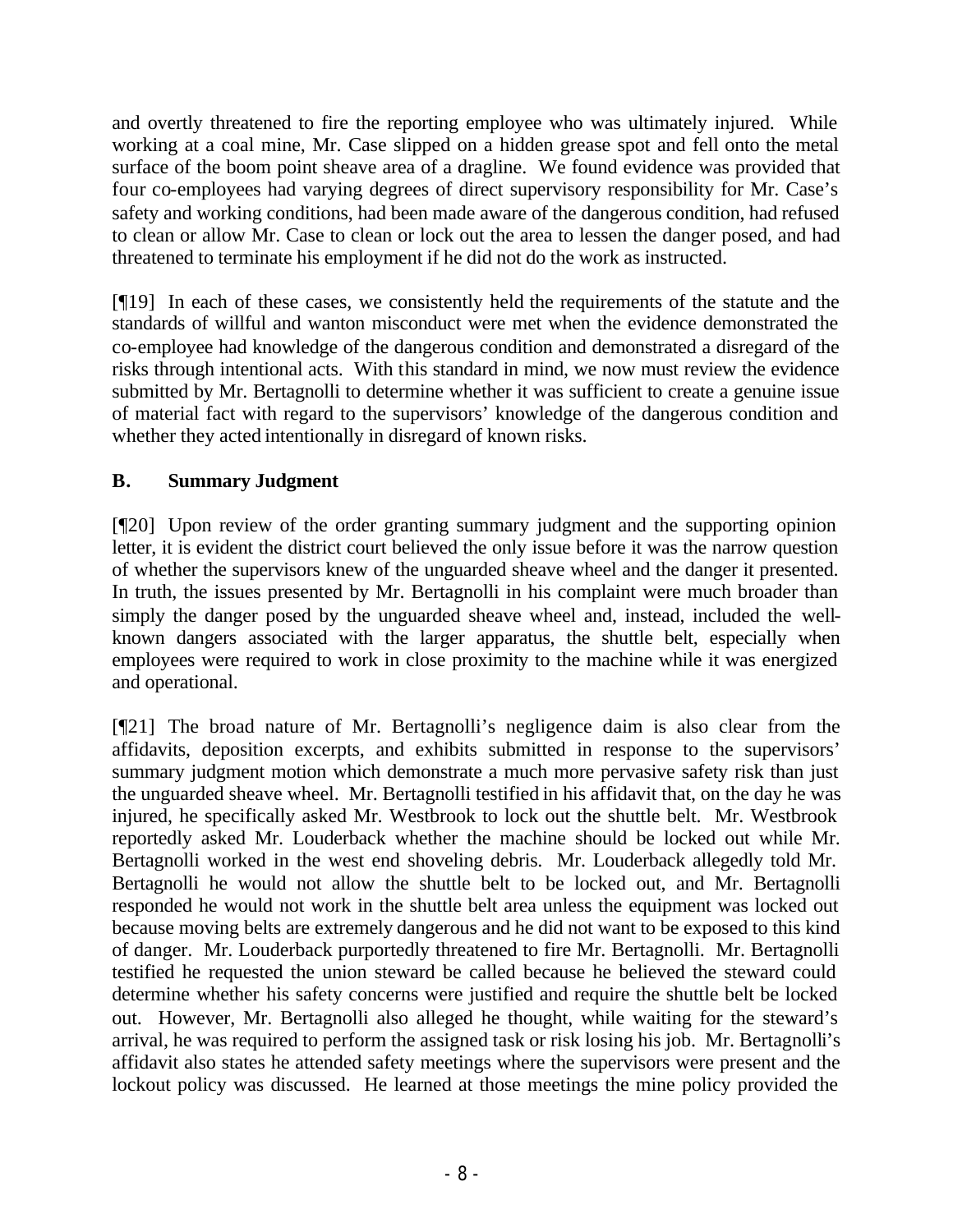and overtly threatened to fire the reporting employee who was ultimately injured. While working at a coal mine, Mr. Case slipped on a hidden grease spot and fell onto the metal surface of the boom point sheave area of a dragline. We found evidence was provided that four co-employees had varying degrees of direct supervisory responsibility for Mr. Case's safety and working conditions, had been made aware of the dangerous condition, had refused to clean or allow Mr. Case to clean or lock out the area to lessen the danger posed, and had threatened to terminate his employment if he did not do the work as instructed.

[¶19] In each of these cases, we consistently held the requirements of the statute and the standards of willful and wanton misconduct were met when the evidence demonstrated the co-employee had knowledge of the dangerous condition and demonstrated a disregard of the risks through intentional acts. With this standard in mind, we now must review the evidence submitted by Mr. Bertagnolli to determine whether it was sufficient to create a genuine issue of material fact with regard to the supervisors' knowledge of the dangerous condition and whether they acted intentionally in disregard of known risks.

## B. Summary Judgment

[¶20] Upon review of the order granting summary judgment and the supporting opinion letter, it is evident the district court believed the only issue before it was the narrow question of whether the supervisors knew of the unguarded sheave wheel and the danger it presented. In truth, the issues presented by Mr. Bertagnolli in his complaint were much broader than simply the danger posed by the unguarded sheave wheel and, instead, included the well-known dangers associated with the larger apparatus, the shuttle belt, especially when employees were required to work in close proximity to the machine while it was energized and operational.

[¶21] The broad nature of Mr. Bertagnolli's negligence daim is also clear from the affidavits, deposition excerpts, and exhibits submitted in response to the supervisors' summary judgment motion which demonstrate a much more pervasive safety risk than just the unguarded sheave wheel. Mr. Bertagnolli testified in his affidavit that, on the day he was injured, he specifically asked Mr. Westbrook to lock out the shuttle belt. Mr. Westbrook reportedly asked Mr. Louderback whether the machine should be locked out while Mr. Bertagnolli worked in the west end shoveling debris. Mr. Louderback allegedly told Mr. Bertagnolli he would not allow the shuttle belt to be locked out, and Mr. Bertagnolli responded he would not work in the shuttle belt area unless the equipment was locked out because moving belts are extremely dangerous and he did not want to be exposed to this kind of danger. Mr. Louderback purportedly threatened to fire Mr. Bertagnolli. Mr. Bertagnolli testified he requested the union steward be called because he believed the steward could determine whether his safety concerns were justified and require the shuttle belt be locked out. However, Mr. Bertagnolli also alleged he thought, while waiting for the steward's arrival, he was required to perform the assigned task or risk losing his job. Mr. Bertagnolli's affidavit also states he attended safety meetings where the supervisors were present and the lockout policy was discussed. He learned at those meetings the mine policy provided the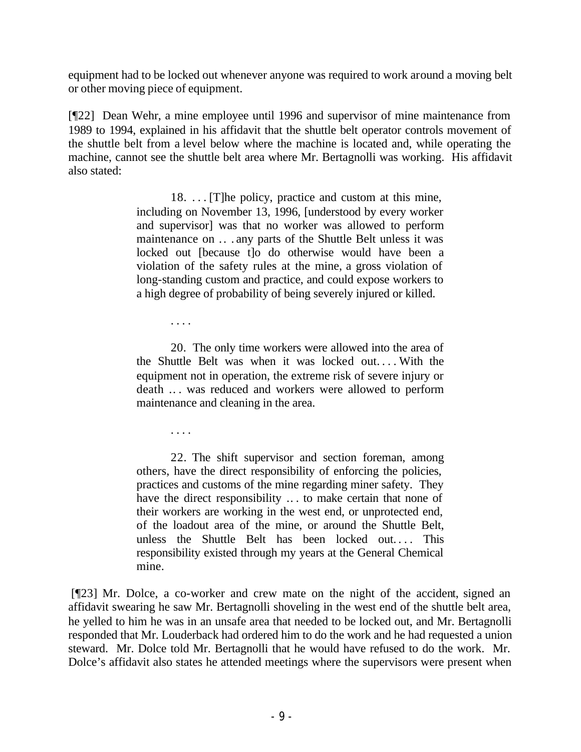equipment had to be locked out whenever anyone was required to work around a moving belt or other moving piece of equipment.

[¶22] Dean Wehr, a mine employee until 1996 and supervisor of mine maintenance from 1989 to 1994, explained in his affidavit that the shuttle belt operator controls movement of the shuttle belt from a level below where the machine is located and, while operating the machine, cannot see the shuttle belt area where Mr. Bertagnolli was working. His affidavit also stated:

> 18. . . . [T]he policy, practice and custom at this mine, including on November 13, 1996, [understood by every worker and supervisor] was that no worker was allowed to perform maintenance on . . . any parts of the Shuttle Belt unless it was locked out [because t]o do otherwise would have been a violation of the safety rules at the mine, a gross violation of long-standing custom and practice, and could expose workers to a high degree of probability of being severely injured or killed.
>
> . . . .
>
> 20. The only time workers were allowed into the area of the Shuttle Belt was when it was locked out. . . . With the equipment not in operation, the extreme risk of severe injury or death . . . was reduced and workers were allowed to perform maintenance and cleaning in the area.
>
> . . . .
>
> 22. The shift supervisor and section foreman, among others, have the direct responsibility of enforcing the policies, practices and customs of the mine regarding miner safety. They have the direct responsibility . . . to make certain that none of their workers are working in the west end, or unprotected end, of the loadout area of the mine, or around the Shuttle Belt, unless the Shuttle Belt has been locked out. . . . This responsibility existed through my years at the General Chemical mine.

[¶23] Mr. Dolce, a co-worker and crew mate on the night of the accident, signed an affidavit swearing he saw Mr. Bertagnolli shoveling in the west end of the shuttle belt area, he yelled to him he was in an unsafe area that needed to be locked out, and Mr. Bertagnolli responded that Mr. Louderback had ordered him to do the work and he had requested a union steward. Mr. Dolce told Mr. Bertagnolli that he would have refused to do the work. Mr. Dolce's affidavit also states he attended meetings where the supervisors were present when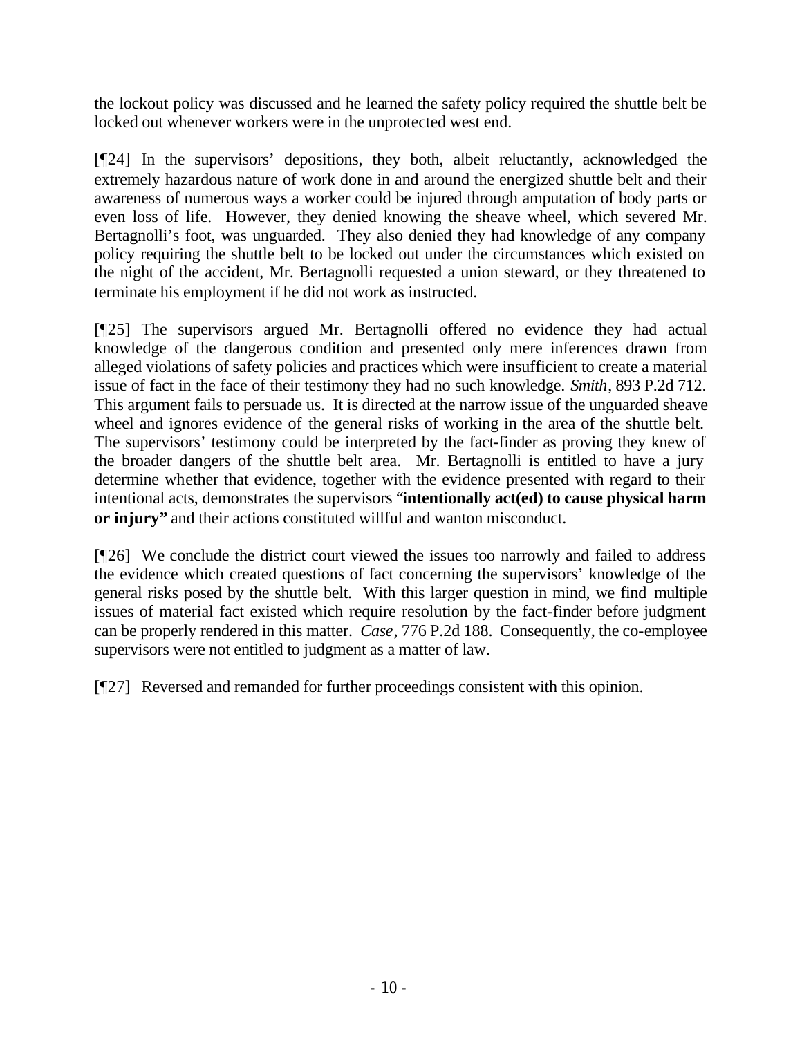the lockout policy was discussed and he learned the safety policy required the shuttle belt be locked out whenever workers were in the unprotected west end.

[¶24] In the supervisors' depositions, they both, albeit reluctantly, acknowledged the extremely hazardous nature of work done in and around the energized shuttle belt and their awareness of numerous ways a worker could be injured through amputation of body parts or even loss of life. However, they denied knowing the sheave wheel, which severed Mr. Bertagnolli's foot, was unguarded. They also denied they had knowledge of any company policy requiring the shuttle belt to be locked out under the circumstances which existed on the night of the accident, Mr. Bertagnolli requested a union steward, or they threatened to terminate his employment if he did not work as instructed.

[¶25] The supervisors argued Mr. Bertagnolli offered no evidence they had actual knowledge of the dangerous condition and presented only mere inferences drawn from alleged violations of safety policies and practices which were insufficient to create a material issue of fact in the face of their testimony they had no such knowledge. *Smith*, 893 P.2d 712. This argument fails to persuade us. It is directed at the narrow issue of the unguarded sheave wheel and ignores evidence of the general risks of working in the area of the shuttle belt. The supervisors' testimony could be interpreted by the fact-finder as proving they knew of the broader dangers of the shuttle belt area. Mr. Bertagnolli is entitled to have a jury determine whether that evidence, together with the evidence presented with regard to their intentional acts, demonstrates the supervisors "**intentionally act(ed) to cause physical harm or injury"** and their actions constituted willful and wanton misconduct.

[¶26] We conclude the district court viewed the issues too narrowly and failed to address the evidence which created questions of fact concerning the supervisors' knowledge of the general risks posed by the shuttle belt. With this larger question in mind, we find multiple issues of material fact existed which require resolution by the fact-finder before judgment can be properly rendered in this matter. *Case*, 776 P.2d 188. Consequently, the co-employee supervisors were not entitled to judgment as a matter of law.

[¶27] Reversed and remanded for further proceedings consistent with this opinion.